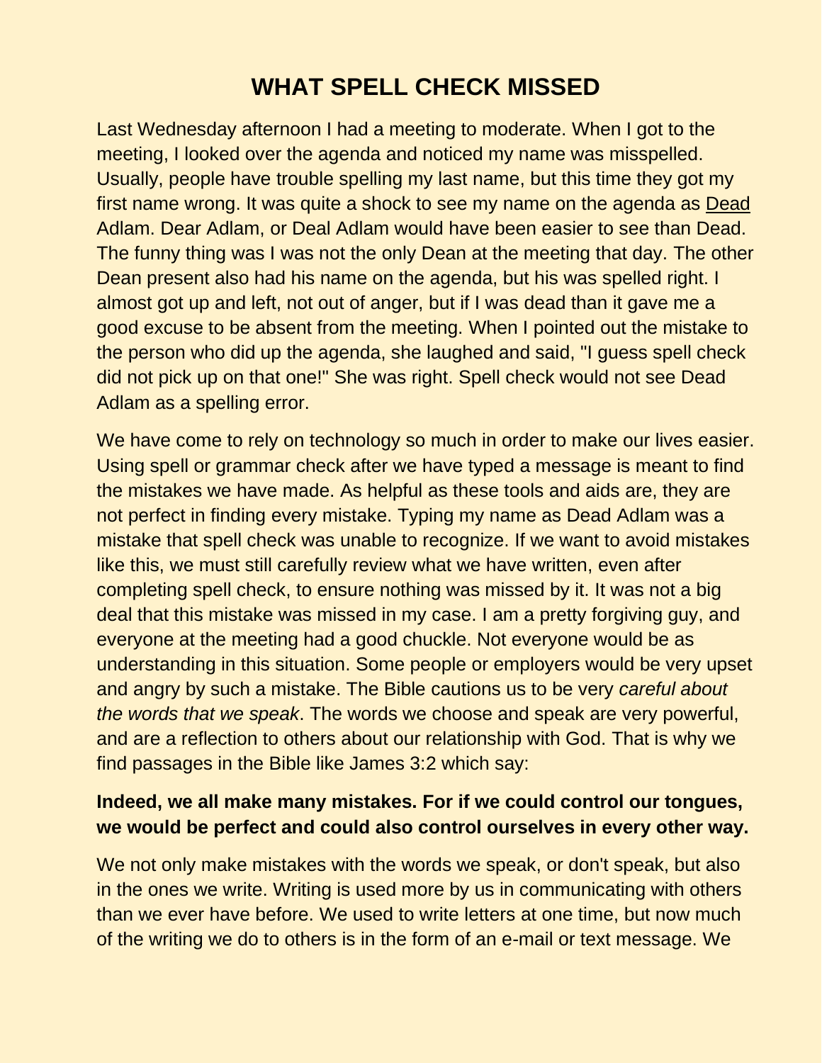# WHAT SPELL CHECK MISSED

Last Wednesday afternoon I had a meeting to moderate. When I got to the meeting, I looked over the agenda and noticed my name was misspelled. Usually, people have trouble spelling my last name, but this time they got my first name wrong. It was quite a shock to see my name on the agenda as <u>Dead</u> Adlam. Dear Adlam, or Deal Adlam would have been easier to see than Dead. The funny thing was I was not the only Dean at the meeting that day. The other Dean present also had his name on the agenda, but his was spelled right. I almost got up and left, not out of anger, but if I was dead than it gave me a good excuse to be absent from the meeting. When I pointed out the mistake to the person who did up the agenda, she laughed and said, "I guess spell check did not pick up on that one!" She was right. Spell check would not see Dead Adlam as a spelling error.

We have come to rely on technology so much in order to make our lives easier. Using spell or grammar check after we have typed a message is meant to find the mistakes we have made. As helpful as these tools and aids are, they are not perfect in finding every mistake. Typing my name as Dead Adlam was a mistake that spell check was unable to recognize. If we want to avoid mistakes like this, we must still carefully review what we have written, even after completing spell check, to ensure nothing was missed by it. It was not a big deal that this mistake was missed in my case. I am a pretty forgiving guy, and everyone at the meeting had a good chuckle. Not everyone would be as understanding in this situation. Some people or employers would be very upset and angry by such a mistake. The Bible cautions us to be very *careful about the words that we speak*. The words we choose and speak are very powerful, and are a reflection to others about our relationship with God. That is why we find passages in the Bible like James 3:2 which say:

**Indeed, we all make many mistakes. For if we could control our tongues, we would be perfect and could also control ourselves in every other way.**

We not only make mistakes with the words we speak, or don't speak, but also in the ones we write. Writing is used more by us in communicating with others than we ever have before. We used to write letters at one time, but now much of the writing we do to others is in the form of an e-mail or text message. We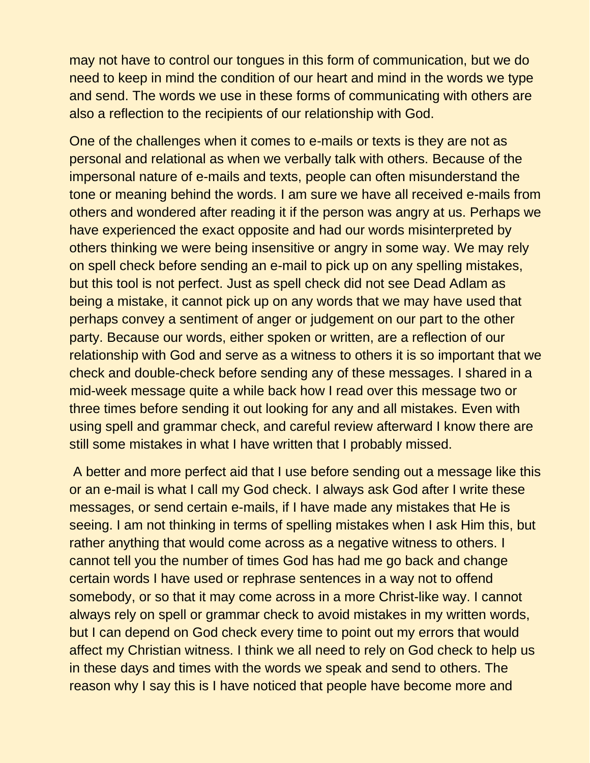may not have to control our tongues in this form of communication, but we do need to keep in mind the condition of our heart and mind in the words we type and send. The words we use in these forms of communicating with others are also a reflection to the recipients of our relationship with God.

One of the challenges when it comes to e-mails or texts is they are not as personal and relational as when we verbally talk with others. Because of the impersonal nature of e-mails and texts, people can often misunderstand the tone or meaning behind the words. I am sure we have all received e-mails from others and wondered after reading it if the person was angry at us. Perhaps we have experienced the exact opposite and had our words misinterpreted by others thinking we were being insensitive or angry in some way. We may rely on spell check before sending an e-mail to pick up on any spelling mistakes, but this tool is not perfect. Just as spell check did not see Dead Adlam as being a mistake, it cannot pick up on any words that we may have used that perhaps convey a sentiment of anger or judgement on our part to the other party. Because our words, either spoken or written, are a reflection of our relationship with God and serve as a witness to others it is so important that we check and double-check before sending any of these messages. I shared in a mid-week message quite a while back how I read over this message two or three times before sending it out looking for any and all mistakes. Even with using spell and grammar check, and careful review afterward I know there are still some mistakes in what I have written that I probably missed.

A better and more perfect aid that I use before sending out a message like this or an e-mail is what I call my God check. I always ask God after I write these messages, or send certain e-mails, if I have made any mistakes that He is seeing. I am not thinking in terms of spelling mistakes when I ask Him this, but rather anything that would come across as a negative witness to others. I cannot tell you the number of times God has had me go back and change certain words I have used or rephrase sentences in a way not to offend somebody, or so that it may come across in a more Christ-like way. I cannot always rely on spell or grammar check to avoid mistakes in my written words, but I can depend on God check every time to point out my errors that would affect my Christian witness. I think we all need to rely on God check to help us in these days and times with the words we speak and send to others. The reason why I say this is I have noticed that people have become more and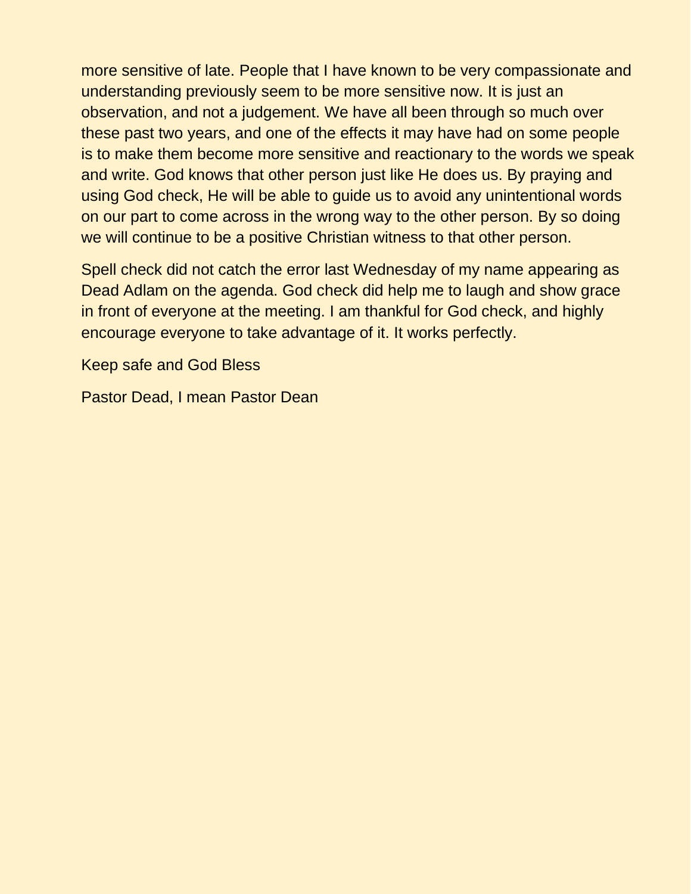more sensitive of late. People that I have known to be very compassionate and understanding previously seem to be more sensitive now. It is just an observation, and not a judgement. We have all been through so much over these past two years, and one of the effects it may have had on some people is to make them become more sensitive and reactionary to the words we speak and write. God knows that other person just like He does us. By praying and using God check, He will be able to guide us to avoid any unintentional words on our part to come across in the wrong way to the other person. By so doing we will continue to be a positive Christian witness to that other person.

Spell check did not catch the error last Wednesday of my name appearing as Dead Adlam on the agenda. God check did help me to laugh and show grace in front of everyone at the meeting. I am thankful for God check, and highly encourage everyone to take advantage of it. It works perfectly.

Keep safe and God Bless

Pastor Dead, I mean Pastor Dean